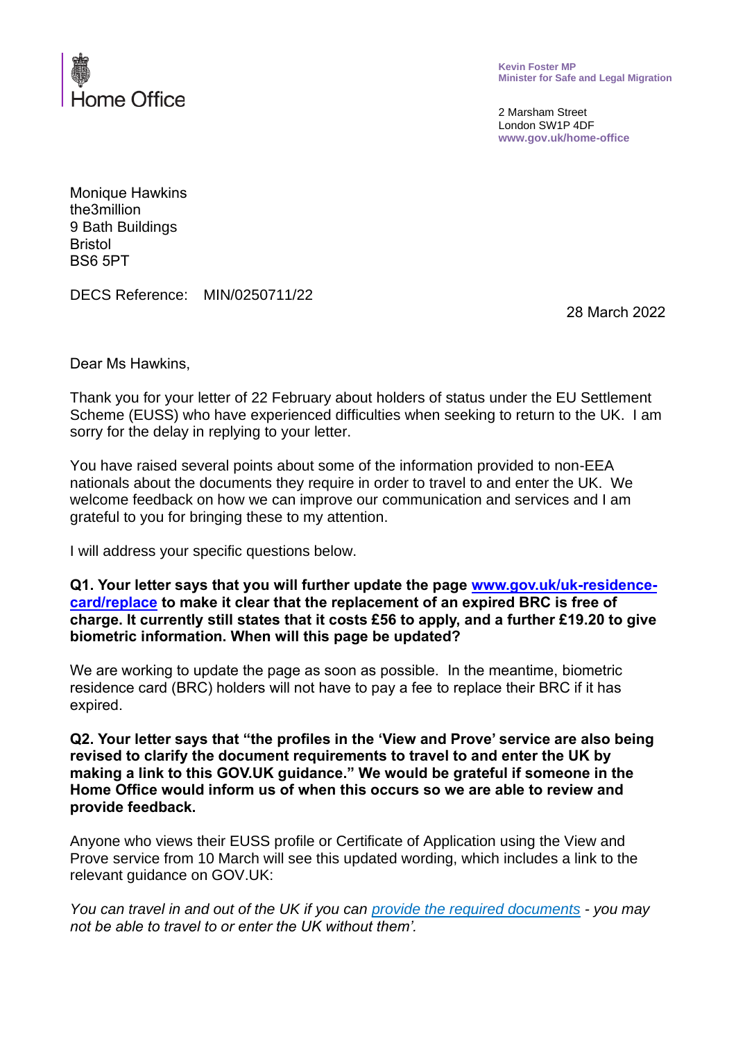Home Office

**Kevin Foster MP**
**Minister for Safe and Legal Migration**

2 Marsham Street
London SW1P 4DF
**www.gov.uk/home-office**

Monique Hawkins
the3million
9 Bath Buildings
Bristol
BS6 5PT

DECS Reference: MIN/0250711/22

28 March 2022

Dear Ms Hawkins,

Thank you for your letter of 22 February about holders of status under the EU Settlement Scheme (EUSS) who have experienced difficulties when seeking to return to the UK. I am sorry for the delay in replying to your letter.

You have raised several points about some of the information provided to non-EEA nationals about the documents they require in order to travel to and enter the UK. We welcome feedback on how we can improve our communication and services and I am grateful to you for bringing these to my attention.

I will address your specific questions below.

**Q1. Your letter says that you will further update the page [www.gov.uk/uk-residence-card/replace](www.gov.uk/uk-residence-card/replace) to make it clear that the replacement of an expired BRC is free of charge. It currently still states that it costs £56 to apply, and a further £19.20 to give biometric information. When will this page be updated?**

We are working to update the page as soon as possible. In the meantime, biometric residence card (BRC) holders will not have to pay a fee to replace their BRC if it has expired.

**Q2. Your letter says that "the profiles in the 'View and Prove' service are also being revised to clarify the document requirements to travel to and enter the UK by making a link to this GOV.UK guidance." We would be grateful if someone in the Home Office would inform us of when this occurs so we are able to review and provide feedback.**

Anyone who views their EUSS profile or Certificate of Application using the View and Prove service from 10 March will see this updated wording, which includes a link to the relevant guidance on GOV.UK:

*You can travel in and out of the UK if you can provide the required documents - you may not be able to travel to or enter the UK without them'.*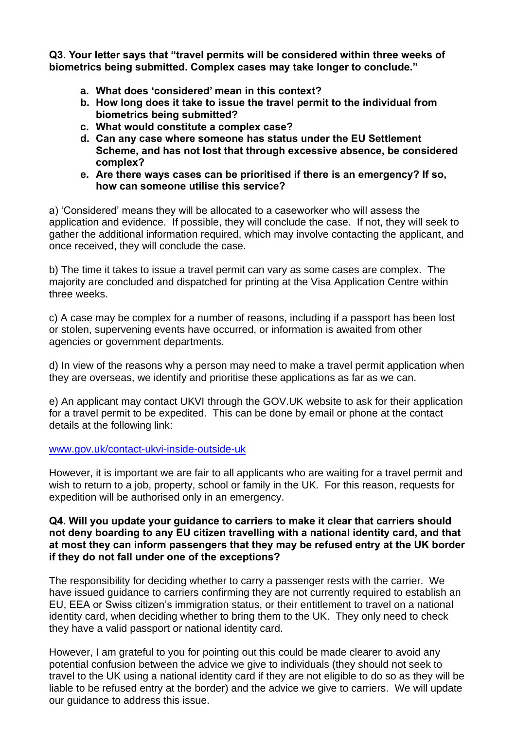**Q3. Your letter says that "travel permits will be considered within three weeks of biometrics being submitted. Complex cases may take longer to conclude."**

- **a. What does 'considered' mean in this context?**
- **b. How long does it take to issue the travel permit to the individual from biometrics being submitted?**
- **c. What would constitute a complex case?**
- **d. Can any case where someone has status under the EU Settlement Scheme, and has not lost that through excessive absence, be considered complex?**
- **e. Are there ways cases can be prioritised if there is an emergency? If so, how can someone utilise this service?**

a) 'Considered' means they will be allocated to a caseworker who will assess the application and evidence. If possible, they will conclude the case. If not, they will seek to gather the additional information required, which may involve contacting the applicant, and once received, they will conclude the case.

b) The time it takes to issue a travel permit can vary as some cases are complex. The majority are concluded and dispatched for printing at the Visa Application Centre within three weeks.

c) A case may be complex for a number of reasons, including if a passport has been lost or stolen, supervening events have occurred, or information is awaited from other agencies or government departments.

d) In view of the reasons why a person may need to make a travel permit application when they are overseas, we identify and prioritise these applications as far as we can.

e) An applicant may contact UKVI through the GOV.UK website to ask for their application for a travel permit to be expedited. This can be done by email or phone at the contact details at the following link:

www.gov.uk/contact-ukvi-inside-outside-uk

However, it is important we are fair to all applicants who are waiting for a travel permit and wish to return to a job, property, school or family in the UK. For this reason, requests for expedition will be authorised only in an emergency.

**Q4. Will you update your guidance to carriers to make it clear that carriers should not deny boarding to any EU citizen travelling with a national identity card, and that at most they can inform passengers that they may be refused entry at the UK border if they do not fall under one of the exceptions?**

The responsibility for deciding whether to carry a passenger rests with the carrier. We have issued guidance to carriers confirming they are not currently required to establish an EU, EEA or Swiss citizen's immigration status, or their entitlement to travel on a national identity card, when deciding whether to bring them to the UK. They only need to check they have a valid passport or national identity card.

However, I am grateful to you for pointing out this could be made clearer to avoid any potential confusion between the advice we give to individuals (they should not seek to travel to the UK using a national identity card if they are not eligible to do so as they will be liable to be refused entry at the border) and the advice we give to carriers. We will update our guidance to address this issue.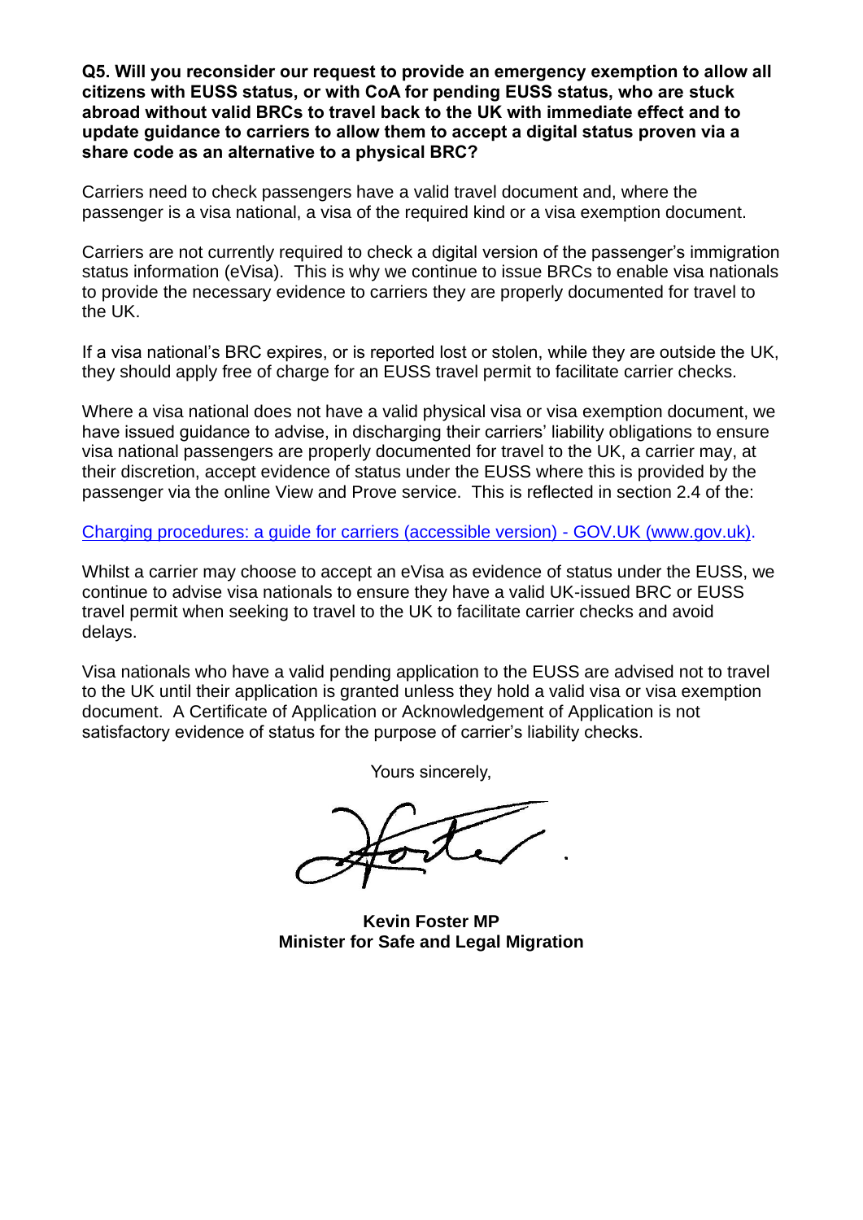**Q5. Will you reconsider our request to provide an emergency exemption to allow all citizens with EUSS status, or with CoA for pending EUSS status, who are stuck abroad without valid BRCs to travel back to the UK with immediate effect and to update guidance to carriers to allow them to accept a digital status proven via a share code as an alternative to a physical BRC?**

Carriers need to check passengers have a valid travel document and, where the passenger is a visa national, a visa of the required kind or a visa exemption document.

Carriers are not currently required to check a digital version of the passenger's immigration status information (eVisa). This is why we continue to issue BRCs to enable visa nationals to provide the necessary evidence to carriers they are properly documented for travel to the UK.

If a visa national's BRC expires, or is reported lost or stolen, while they are outside the UK, they should apply free of charge for an EUSS travel permit to facilitate carrier checks.

Where a visa national does not have a valid physical visa or visa exemption document, we have issued guidance to advise, in discharging their carriers' liability obligations to ensure visa national passengers are properly documented for travel to the UK, a carrier may, at their discretion, accept evidence of status under the EUSS where this is provided by the passenger via the online View and Prove service. This is reflected in section 2.4 of the:

[Charging procedures: a guide for carriers (accessible version) - GOV.UK (www.gov.uk)](https://www.gov.uk).

Whilst a carrier may choose to accept an eVisa as evidence of status under the EUSS, we continue to advise visa nationals to ensure they have a valid UK-issued BRC or EUSS travel permit when seeking to travel to the UK to facilitate carrier checks and avoid delays.

Visa nationals who have a valid pending application to the EUSS are advised not to travel to the UK until their application is granted unless they hold a valid visa or visa exemption document. A Certificate of Application or Acknowledgement of Application is not satisfactory evidence of status for the purpose of carrier's liability checks.

Yours sincerely,

**Kevin Foster MP**
**Minister for Safe and Legal Migration**